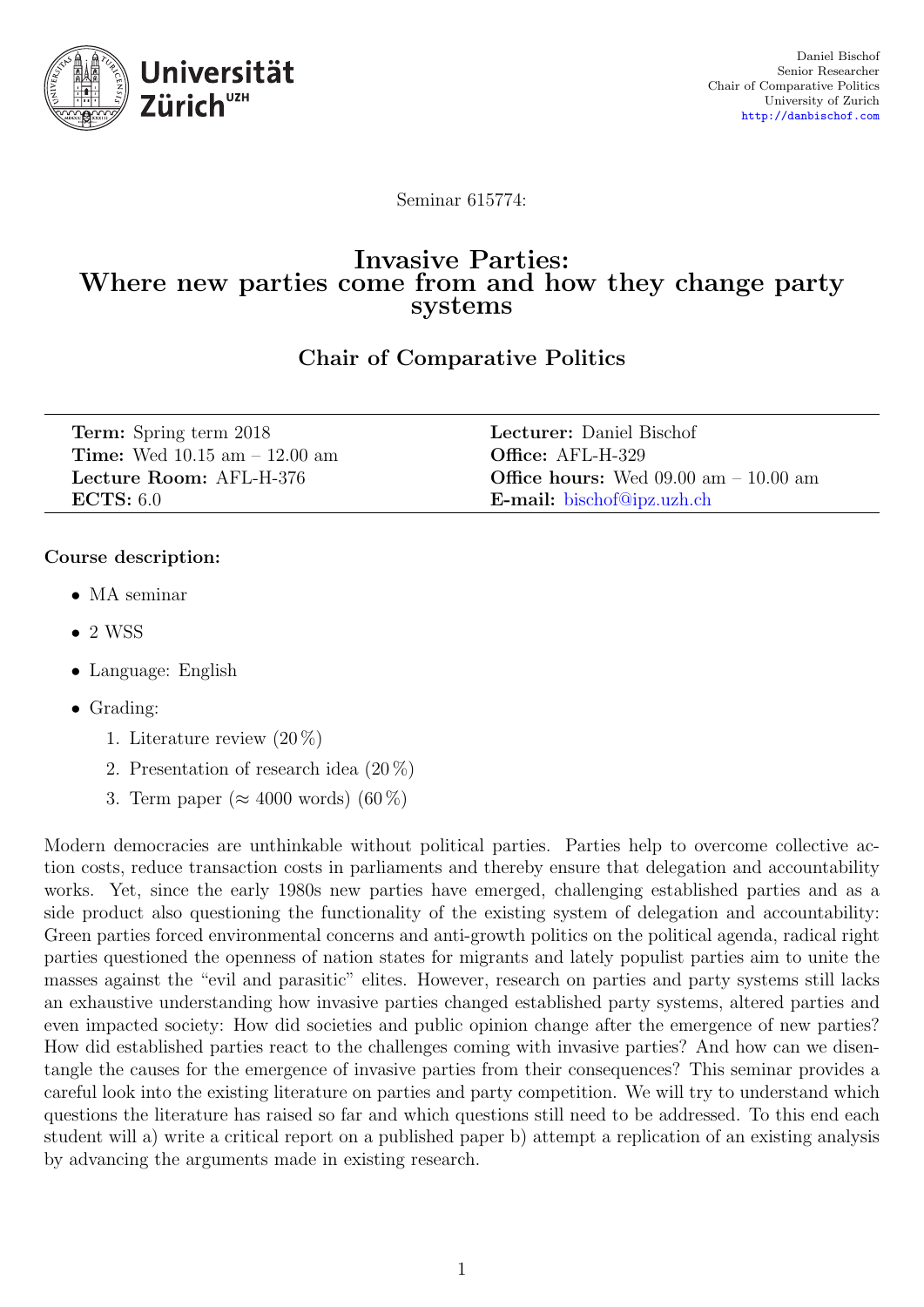Daniel Bischof
Senior Researcher
Chair of Comparative Politics
University of Zurich
http://danbischof.com

Seminar 615774:

# Invasive Parties: Where new parties come from and how they change party systems

## Chair of Comparative Politics

| | |
|---|---|
| **Term:** Spring term 2018 | **Lecturer:** Daniel Bischof |
| **Time:** Wed 10.15 am – 12.00 am | **Office:** AFL-H-329 |
| **Lecture Room:** AFL-H-376 | **Office hours:** Wed 09.00 am – 10.00 am |
| **ECTS:** 6.0 | **E-mail:** bischof@ipz.uzh.ch |

**Course description:**

- MA seminar
- 2 WSS
- Language: English
- Grading:
  1. Literature review (20 %)
  2. Presentation of research idea (20 %)
  3. Term paper (≈ 4000 words) (60 %)

Modern democracies are unthinkable without political parties. Parties help to overcome collective action costs, reduce transaction costs in parliaments and thereby ensure that delegation and accountability works. Yet, since the early 1980s new parties have emerged, challenging established parties and as a side product also questioning the functionality of the existing system of delegation and accountability: Green parties forced environmental concerns and anti-growth politics on the political agenda, radical right parties questioned the openness of nation states for migrants and lately populist parties aim to unite the masses against the "evil and parasitic" elites. However, research on parties and party systems still lacks an exhaustive understanding how invasive parties changed established party systems, altered parties and even impacted society: How did societies and public opinion change after the emergence of new parties? How did established parties react to the challenges coming with invasive parties? And how can we disentangle the causes for the emergence of invasive parties from their consequences? This seminar provides a careful look into the existing literature on parties and party competition. We will try to understand which questions the literature has raised so far and which questions still need to be addressed. To this end each student will a) write a critical report on a published paper b) attempt a replication of an existing analysis by advancing the arguments made in existing research.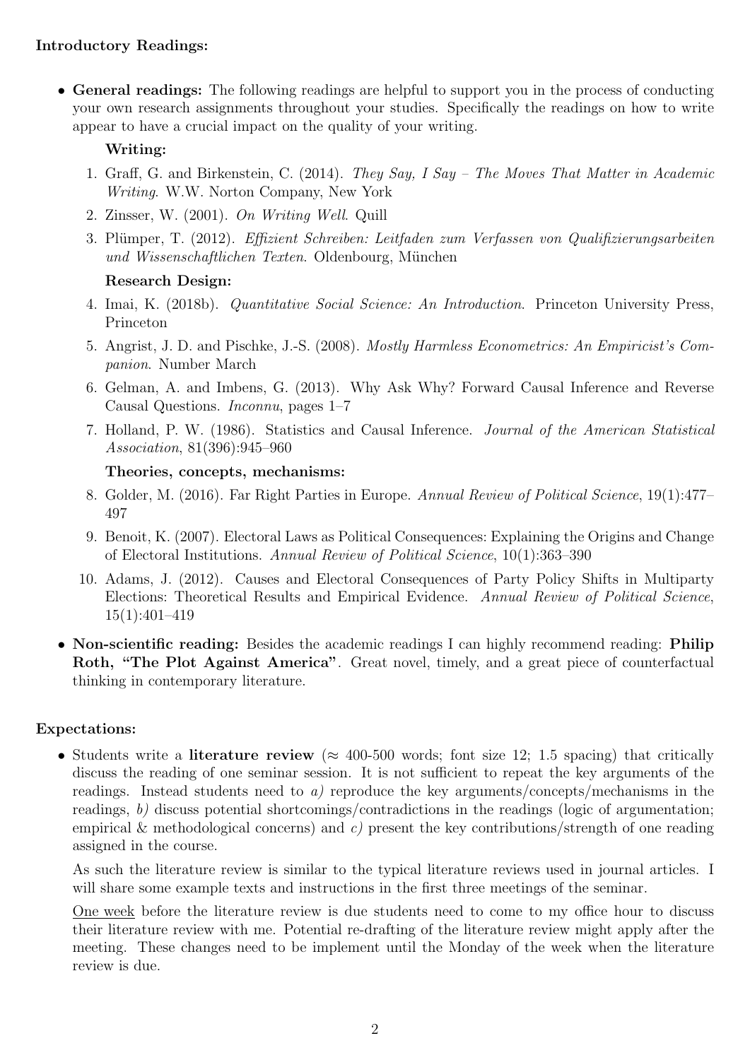**Introductory Readings:**

- **General readings:** The following readings are helpful to support you in the process of conducting your own research assignments throughout your studies. Specifically the readings on how to write appear to have a crucial impact on the quality of your writing.

  **Writing:**

  1. Graff, G. and Birkenstein, C. (2014). *They Say, I Say – The Moves That Matter in Academic Writing*. W.W. Norton Company, New York
  2. Zinsser, W. (2001). *On Writing Well*. Quill
  3. Plümper, T. (2012). *Effizient Schreiben: Leitfaden zum Verfassen von Qualifizierungsarbeiten und Wissenschaftlichen Texten*. Oldenbourg, München

  **Research Design:**

  4. Imai, K. (2018b). *Quantitative Social Science: An Introduction*. Princeton University Press, Princeton
  5. Angrist, J. D. and Pischke, J.-S. (2008). *Mostly Harmless Econometrics: An Empiricist's Companion*. Number March
  6. Gelman, A. and Imbens, G. (2013). Why Ask Why? Forward Causal Inference and Reverse Causal Questions. *Inconnu*, pages 1–7
  7. Holland, P. W. (1986). Statistics and Causal Inference. *Journal of the American Statistical Association*, 81(396):945–960

  **Theories, concepts, mechanisms:**

  8. Golder, M. (2016). Far Right Parties in Europe. *Annual Review of Political Science*, 19(1):477–497
  9. Benoit, K. (2007). Electoral Laws as Political Consequences: Explaining the Origins and Change of Electoral Institutions. *Annual Review of Political Science*, 10(1):363–390
  10. Adams, J. (2012). Causes and Electoral Consequences of Party Policy Shifts in Multiparty Elections: Theoretical Results and Empirical Evidence. *Annual Review of Political Science*, 15(1):401–419

- **Non-scientific reading:** Besides the academic readings I can highly recommend reading: **Philip Roth, "The Plot Against America"**. Great novel, timely, and a great piece of counterfactual thinking in contemporary literature.

**Expectations:**

- Students write a **literature review** (≈ 400-500 words; font size 12; 1.5 spacing) that critically discuss the reading of one seminar session. It is not sufficient to repeat the key arguments of the readings. Instead students need to *a)* reproduce the key arguments/concepts/mechanisms in the readings, *b)* discuss potential shortcomings/contradictions in the readings (logic of argumentation; empirical & methodological concerns) and *c)* present the key contributions/strength of one reading assigned in the course.

  As such the literature review is similar to the typical literature reviews used in journal articles. I will share some example texts and instructions in the first three meetings of the seminar.

  One week before the literature review is due students need to come to my office hour to discuss their literature review with me. Potential re-drafting of the literature review might apply after the meeting. These changes need to be implement until the Monday of the week when the literature review is due.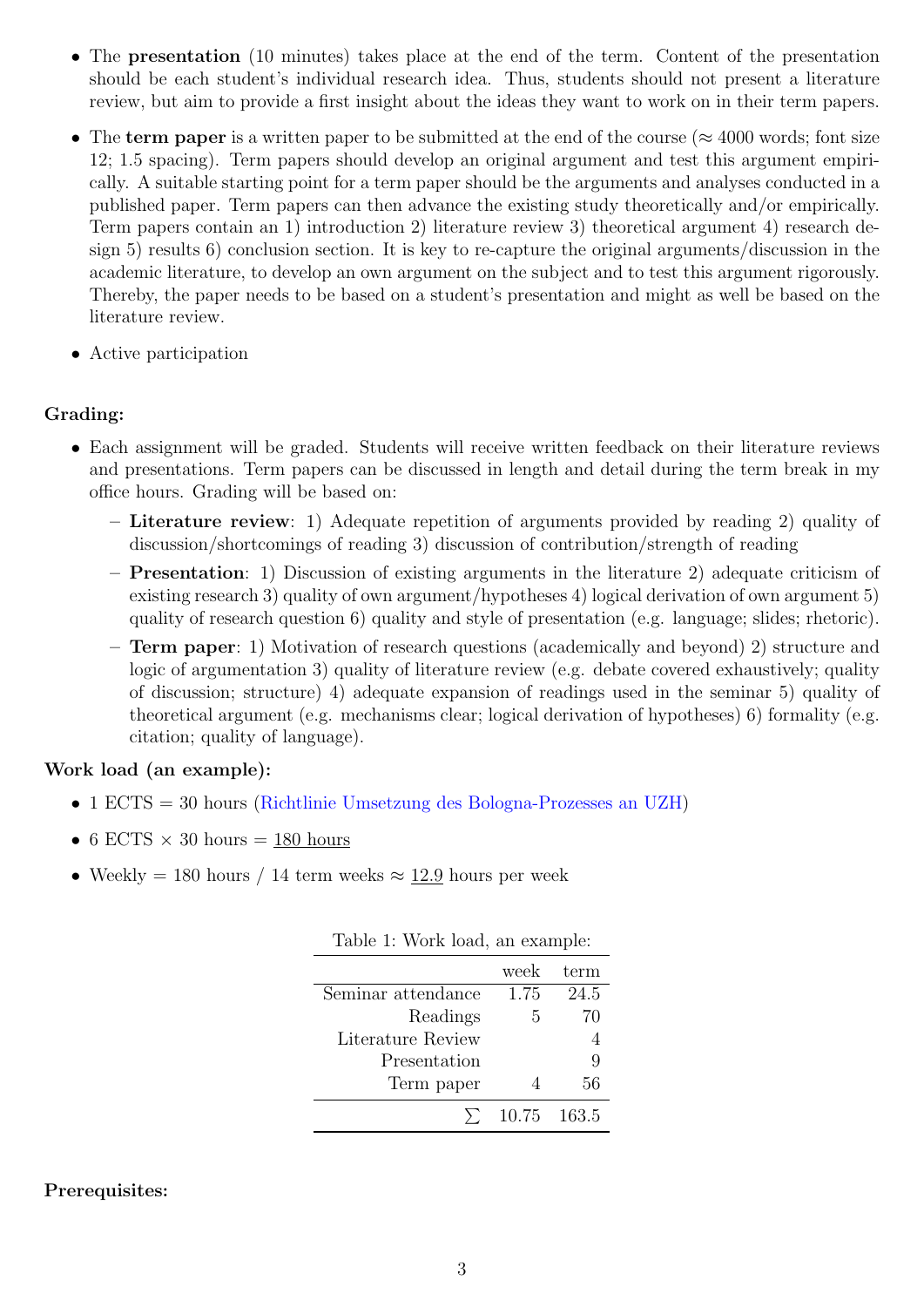- The **presentation** (10 minutes) takes place at the end of the term. Content of the presentation should be each student's individual research idea. Thus, students should not present a literature review, but aim to provide a first insight about the ideas they want to work on in their term papers.
- The **term paper** is a written paper to be submitted at the end of the course (≈ 4000 words; font size 12; 1.5 spacing). Term papers should develop an original argument and test this argument empirically. A suitable starting point for a term paper should be the arguments and analyses conducted in a published paper. Term papers can then advance the existing study theoretically and/or empirically. Term papers contain an 1) introduction 2) literature review 3) theoretical argument 4) research design 5) results 6) conclusion section. It is key to re-capture the original arguments/discussion in the academic literature, to develop an own argument on the subject and to test this argument rigorously. Thereby, the paper needs to be based on a student's presentation and might as well be based on the literature review.
- Active participation

**Grading:**

- Each assignment will be graded. Students will receive written feedback on their literature reviews and presentations. Term papers can be discussed in length and detail during the term break in my office hours. Grading will be based on:
  - **Literature review**: 1) Adequate repetition of arguments provided by reading 2) quality of discussion/shortcomings of reading 3) discussion of contribution/strength of reading
  - **Presentation**: 1) Discussion of existing arguments in the literature 2) adequate criticism of existing research 3) quality of own argument/hypotheses 4) logical derivation of own argument 5) quality of research question 6) quality and style of presentation (e.g. language; slides; rhetoric).
  - **Term paper**: 1) Motivation of research questions (academically and beyond) 2) structure and logic of argumentation 3) quality of literature review (e.g. debate covered exhaustively; quality of discussion; structure) 4) adequate expansion of readings used in the seminar 5) quality of theoretical argument (e.g. mechanisms clear; logical derivation of hypotheses) 6) formality (e.g. citation; quality of language).

**Work load (an example):**

- 1 ECTS = 30 hours (Richtlinie Umsetzung des Bologna-Prozesses an UZH)
- 6 ECTS × 30 hours = 180 hours
- Weekly = 180 hours / 14 term weeks ≈ 12.9 hours per week

Table 1: Work load, an example:

| | week | term |
|---|---|---|
| Seminar attendance | 1.75 | 24.5 |
| Readings | 5 | 70 |
| Literature Review | | 4 |
| Presentation | | 9 |
| Term paper | 4 | 56 |
| $\sum$ | 10.75 | 163.5 |

**Prerequisites:**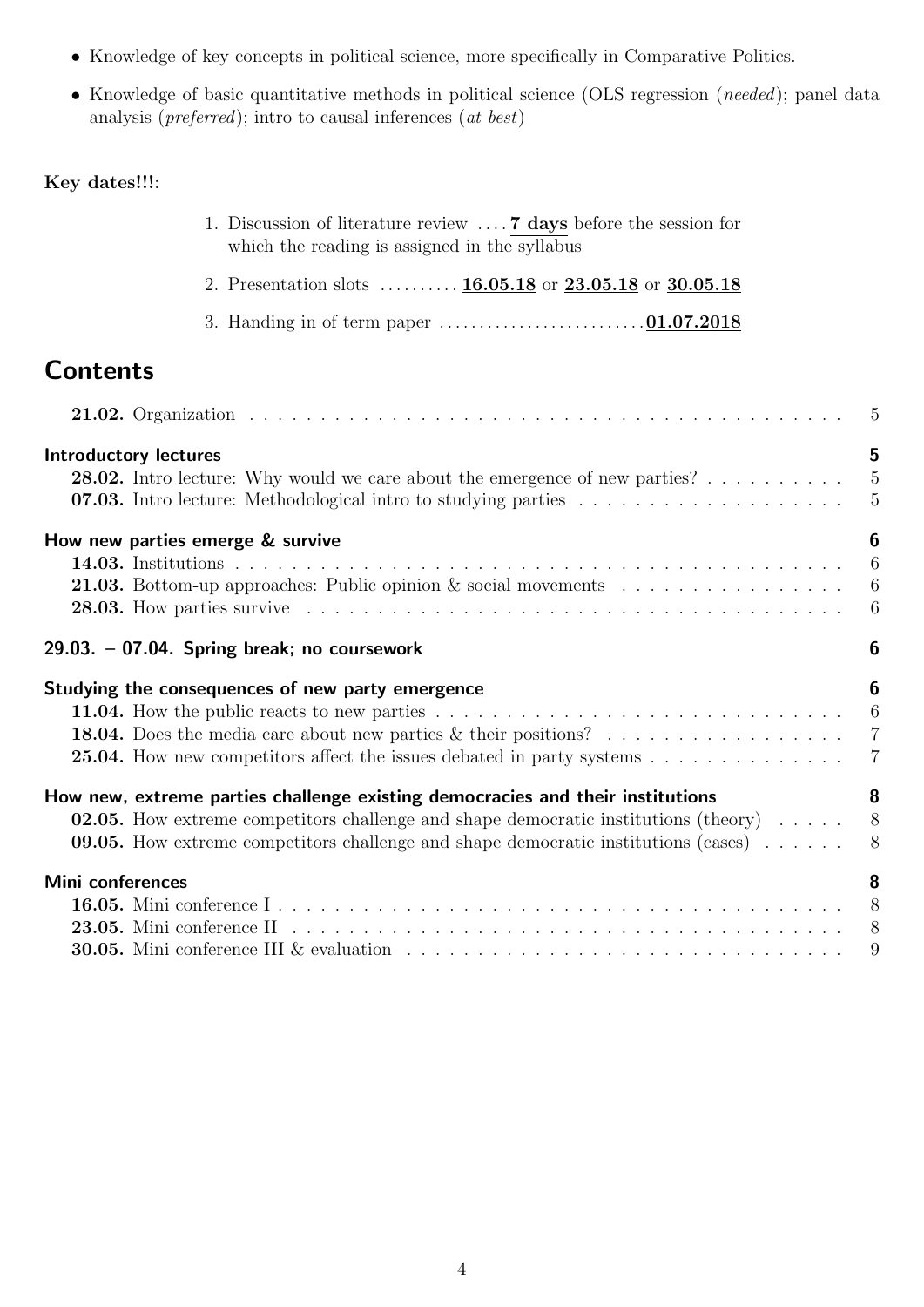- Knowledge of key concepts in political science, more specifically in Comparative Politics.
- Knowledge of basic quantitative methods in political science (OLS regression (*needed*); panel data analysis (*preferred*); intro to causal inferences (*at best*)

**Key dates!!!**:

1. Discussion of literature review .... **7 days** before the session for which the reading is assigned in the syllabus
2. Presentation slots .......... **16.05.18** or **23.05.18** or **30.05.18**
3. Handing in of term paper .......................... **01.07.2018**

# Contents

**21.02.** Organization ..... 5

**Introductory lectures** ..... 5

- **28.02.** Intro lecture: Why would we care about the emergence of new parties? ..... 5
- **07.03.** Intro lecture: Methodological intro to studying parties ..... 5

**How new parties emerge & survive** ..... 6

- **14.03.** Institutions ..... 6
- **21.03.** Bottom-up approaches: Public opinion & social movements ..... 6
- **28.03.** How parties survive ..... 6

**29.03. – 07.04. Spring break; no coursework** ..... 6

**Studying the consequences of new party emergence** ..... 6

- **11.04.** How the public reacts to new parties ..... 6
- **18.04.** Does the media care about new parties & their positions? ..... 7
- **25.04.** How new competitors affect the issues debated in party systems ..... 7

**How new, extreme parties challenge existing democracies and their institutions** ..... 8

- **02.05.** How extreme competitors challenge and shape democratic institutions (theory) ..... 8
- **09.05.** How extreme competitors challenge and shape democratic institutions (cases) ..... 8

**Mini conferences** ..... 8

- **16.05.** Mini conference I ..... 8
- **23.05.** Mini conference II ..... 8
- **30.05.** Mini conference III & evaluation ..... 9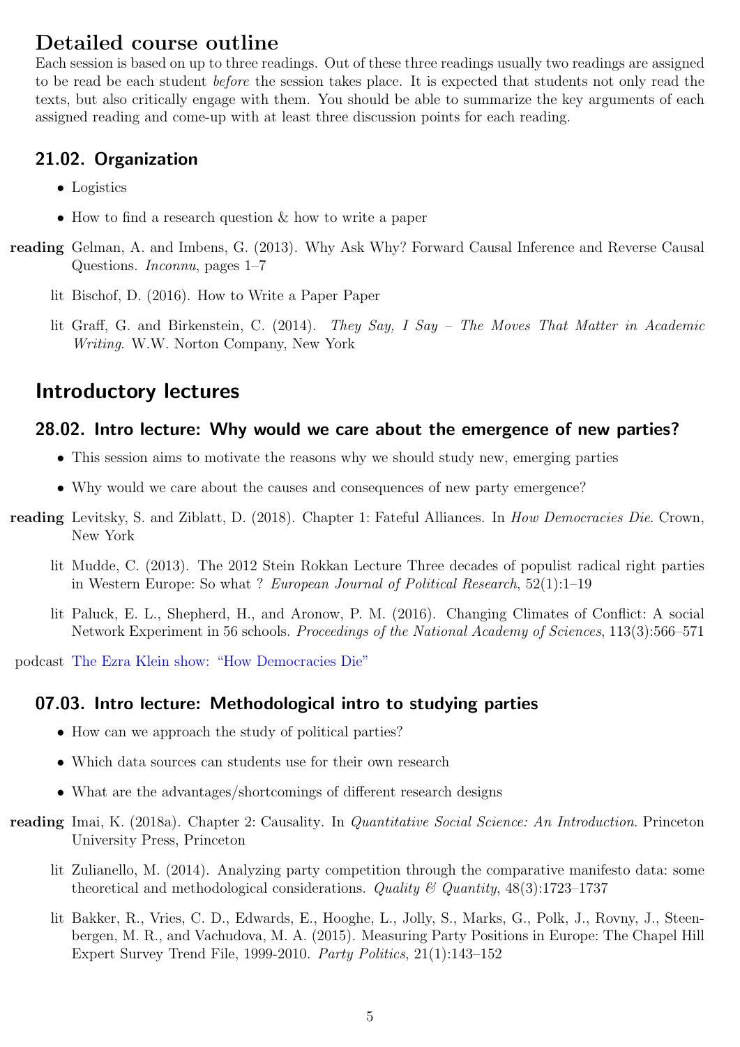# Detailed course outline

Each session is based on up to three readings. Out of these three readings usually two readings are assigned to be read be each student *before* the session takes place. It is expected that students not only read the texts, but also critically engage with them. You should be able to summarize the key arguments of each assigned reading and come-up with at least three discussion points for each reading.

## 21.02. Organization

- Logistics
- How to find a research question & how to write a paper

**reading** Gelman, A. and Imbens, G. (2013). Why Ask Why? Forward Causal Inference and Reverse Causal Questions. *Inconnu*, pages 1–7

lit Bischof, D. (2016). How to Write a Paper Paper

lit Graff, G. and Birkenstein, C. (2014). *They Say, I Say – The Moves That Matter in Academic Writing*. W.W. Norton Company, New York

# Introductory lectures

## 28.02. Intro lecture: Why would we care about the emergence of new parties?

- This session aims to motivate the reasons why we should study new, emerging parties
- Why would we care about the causes and consequences of new party emergence?

**reading** Levitsky, S. and Ziblatt, D. (2018). Chapter 1: Fateful Alliances. In *How Democracies Die*. Crown, New York

lit Mudde, C. (2013). The 2012 Stein Rokkan Lecture Three decades of populist radical right parties in Western Europe: So what ? *European Journal of Political Research*, 52(1):1–19

lit Paluck, E. L., Shepherd, H., and Aronow, P. M. (2016). Changing Climates of Conflict: A social Network Experiment in 56 schools. *Proceedings of the National Academy of Sciences*, 113(3):566–571

podcast The Ezra Klein show: "How Democracies Die"

## 07.03. Intro lecture: Methodological intro to studying parties

- How can we approach the study of political parties?
- Which data sources can students use for their own research
- What are the advantages/shortcomings of different research designs

**reading** Imai, K. (2018a). Chapter 2: Causality. In *Quantitative Social Science: An Introduction*. Princeton University Press, Princeton

lit Zulianello, M. (2014). Analyzing party competition through the comparative manifesto data: some theoretical and methodological considerations. *Quality & Quantity*, 48(3):1723–1737

lit Bakker, R., Vries, C. D., Edwards, E., Hooghe, L., Jolly, S., Marks, G., Polk, J., Rovny, J., Steenbergen, M. R., and Vachudova, M. A. (2015). Measuring Party Positions in Europe: The Chapel Hill Expert Survey Trend File, 1999-2010. *Party Politics*, 21(1):143–152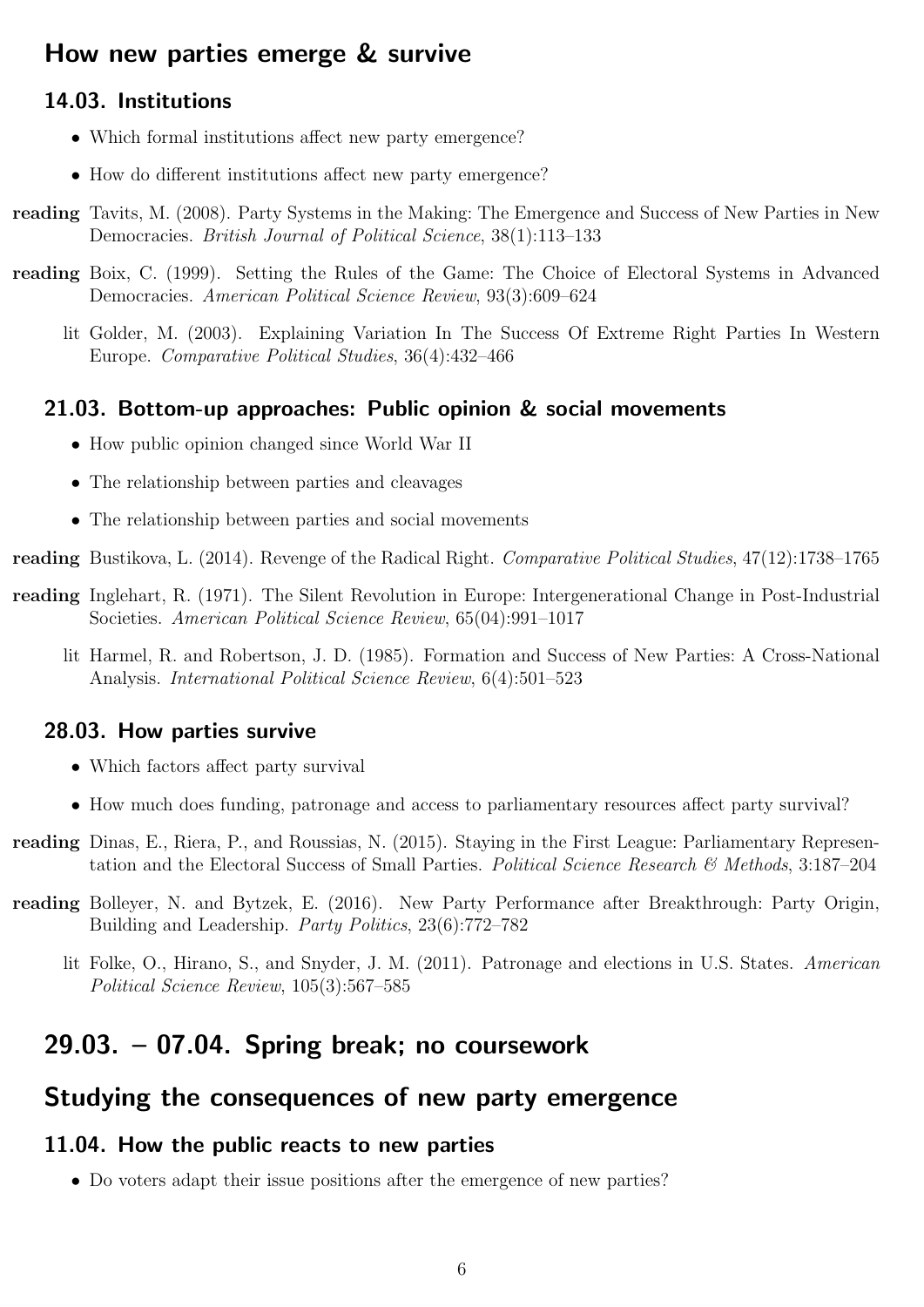## How new parties emerge & survive

### 14.03. Institutions

- Which formal institutions affect new party emergence?
- How do different institutions affect new party emergence?

**reading** Tavits, M. (2008). Party Systems in the Making: The Emergence and Success of New Parties in New Democracies. *British Journal of Political Science*, 38(1):113–133

**reading** Boix, C. (1999). Setting the Rules of the Game: The Choice of Electoral Systems in Advanced Democracies. *American Political Science Review*, 93(3):609–624

lit Golder, M. (2003). Explaining Variation In The Success Of Extreme Right Parties In Western Europe. *Comparative Political Studies*, 36(4):432–466

### 21.03. Bottom-up approaches: Public opinion & social movements

- How public opinion changed since World War II
- The relationship between parties and cleavages
- The relationship between parties and social movements

**reading** Bustikova, L. (2014). Revenge of the Radical Right. *Comparative Political Studies*, 47(12):1738–1765

**reading** Inglehart, R. (1971). The Silent Revolution in Europe: Intergenerational Change in Post-Industrial Societies. *American Political Science Review*, 65(04):991–1017

lit Harmel, R. and Robertson, J. D. (1985). Formation and Success of New Parties: A Cross-National Analysis. *International Political Science Review*, 6(4):501–523

### 28.03. How parties survive

- Which factors affect party survival
- How much does funding, patronage and access to parliamentary resources affect party survival?

**reading** Dinas, E., Riera, P., and Roussias, N. (2015). Staying in the First League: Parliamentary Representation and the Electoral Success of Small Parties. *Political Science Research & Methods*, 3:187–204

**reading** Bolleyer, N. and Bytzek, E. (2016). New Party Performance after Breakthrough: Party Origin, Building and Leadership. *Party Politics*, 23(6):772–782

lit Folke, O., Hirano, S., and Snyder, J. M. (2011). Patronage and elections in U.S. States. *American Political Science Review*, 105(3):567–585

## 29.03. – 07.04. Spring break; no coursework

## Studying the consequences of new party emergence

### 11.04. How the public reacts to new parties

- Do voters adapt their issue positions after the emergence of new parties?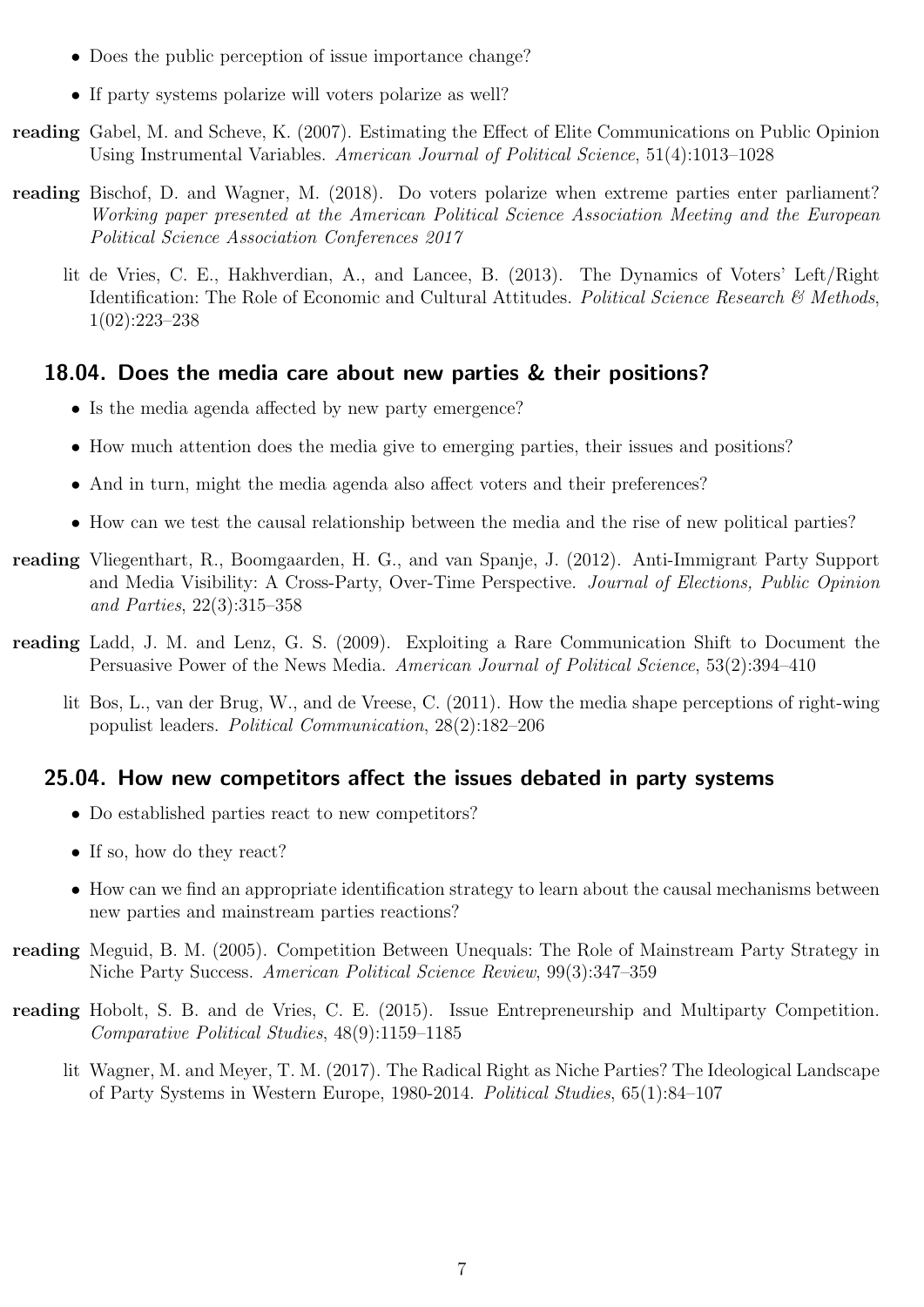- Does the public perception of issue importance change?
- If party systems polarize will voters polarize as well?

**reading** Gabel, M. and Scheve, K. (2007). Estimating the Effect of Elite Communications on Public Opinion Using Instrumental Variables. *American Journal of Political Science*, 51(4):1013–1028

**reading** Bischof, D. and Wagner, M. (2018). Do voters polarize when extreme parties enter parliament? *Working paper presented at the American Political Science Association Meeting and the European Political Science Association Conferences 2017*

lit de Vries, C. E., Hakhverdian, A., and Lancee, B. (2013). The Dynamics of Voters' Left/Right Identification: The Role of Economic and Cultural Attitudes. *Political Science Research & Methods*, 1(02):223–238

## 18.04. Does the media care about new parties & their positions?

- Is the media agenda affected by new party emergence?
- How much attention does the media give to emerging parties, their issues and positions?
- And in turn, might the media agenda also affect voters and their preferences?
- How can we test the causal relationship between the media and the rise of new political parties?

**reading** Vliegenthart, R., Boomgaarden, H. G., and van Spanje, J. (2012). Anti-Immigrant Party Support and Media Visibility: A Cross-Party, Over-Time Perspective. *Journal of Elections, Public Opinion and Parties*, 22(3):315–358

**reading** Ladd, J. M. and Lenz, G. S. (2009). Exploiting a Rare Communication Shift to Document the Persuasive Power of the News Media. *American Journal of Political Science*, 53(2):394–410

lit Bos, L., van der Brug, W., and de Vreese, C. (2011). How the media shape perceptions of right-wing populist leaders. *Political Communication*, 28(2):182–206

## 25.04. How new competitors affect the issues debated in party systems

- Do established parties react to new competitors?
- If so, how do they react?
- How can we find an appropriate identification strategy to learn about the causal mechanisms between new parties and mainstream parties reactions?

**reading** Meguid, B. M. (2005). Competition Between Unequals: The Role of Mainstream Party Strategy in Niche Party Success. *American Political Science Review*, 99(3):347–359

**reading** Hobolt, S. B. and de Vries, C. E. (2015). Issue Entrepreneurship and Multiparty Competition. *Comparative Political Studies*, 48(9):1159–1185

lit Wagner, M. and Meyer, T. M. (2017). The Radical Right as Niche Parties? The Ideological Landscape of Party Systems in Western Europe, 1980-2014. *Political Studies*, 65(1):84–107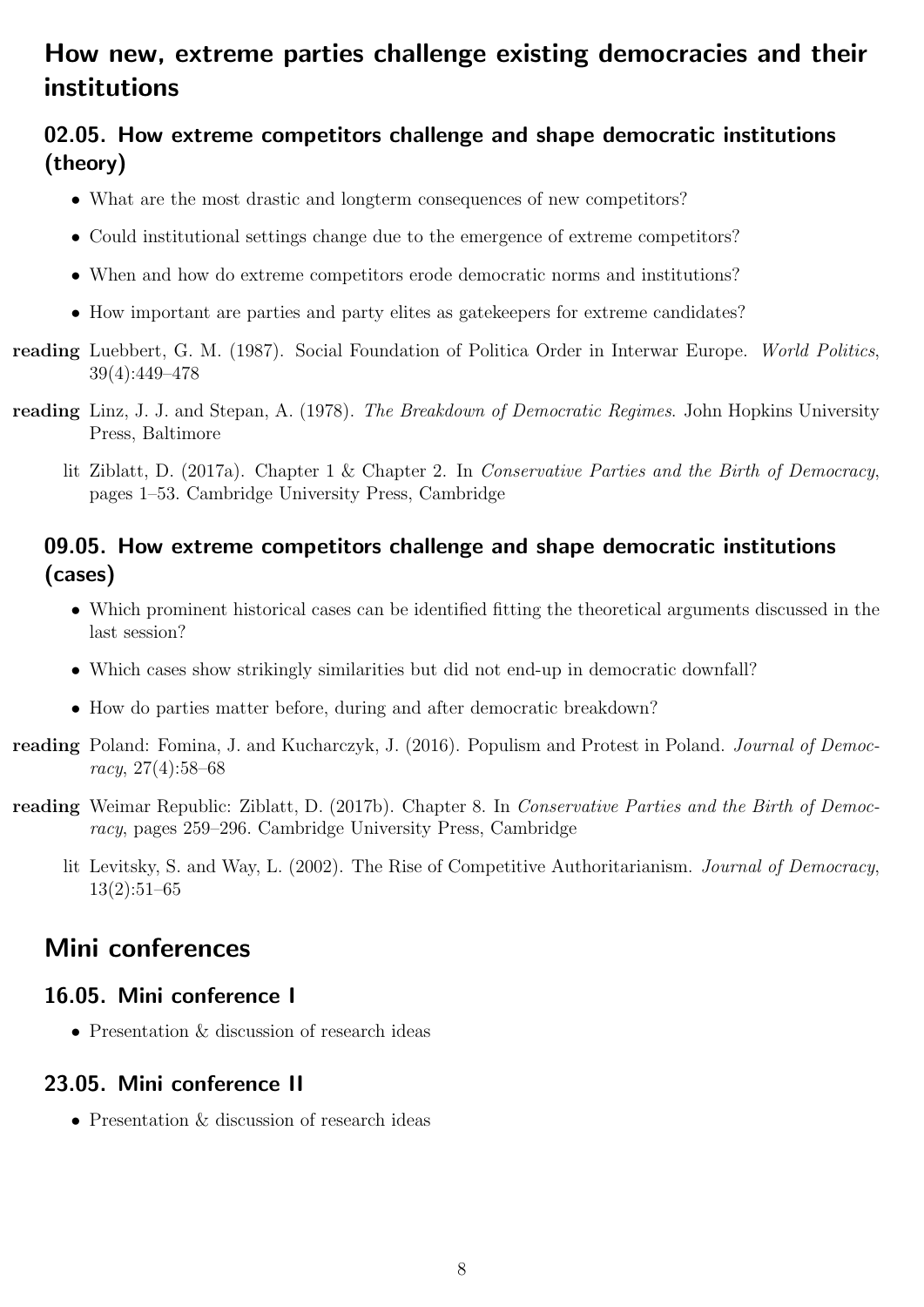## How new, extreme parties challenge existing democracies and their institutions

### 02.05. How extreme competitors challenge and shape democratic institutions (theory)

- What are the most drastic and longterm consequences of new competitors?
- Could institutional settings change due to the emergence of extreme competitors?
- When and how do extreme competitors erode democratic norms and institutions?
- How important are parties and party elites as gatekeepers for extreme candidates?

**reading** Luebbert, G. M. (1987). Social Foundation of Politica Order in Interwar Europe. *World Politics*, 39(4):449–478

**reading** Linz, J. J. and Stepan, A. (1978). *The Breakdown of Democratic Regimes*. John Hopkins University Press, Baltimore

lit Ziblatt, D. (2017a). Chapter 1 & Chapter 2. In *Conservative Parties and the Birth of Democracy*, pages 1–53. Cambridge University Press, Cambridge

### 09.05. How extreme competitors challenge and shape democratic institutions (cases)

- Which prominent historical cases can be identified fitting the theoretical arguments discussed in the last session?
- Which cases show strikingly similarities but did not end-up in democratic downfall?
- How do parties matter before, during and after democratic breakdown?

**reading** Poland: Fomina, J. and Kucharczyk, J. (2016). Populism and Protest in Poland. *Journal of Democracy*, 27(4):58–68

**reading** Weimar Republic: Ziblatt, D. (2017b). Chapter 8. In *Conservative Parties and the Birth of Democracy*, pages 259–296. Cambridge University Press, Cambridge

lit Levitsky, S. and Way, L. (2002). The Rise of Competitive Authoritarianism. *Journal of Democracy*, 13(2):51–65

## Mini conferences

### 16.05. Mini conference I

- Presentation & discussion of research ideas

### 23.05. Mini conference II

- Presentation & discussion of research ideas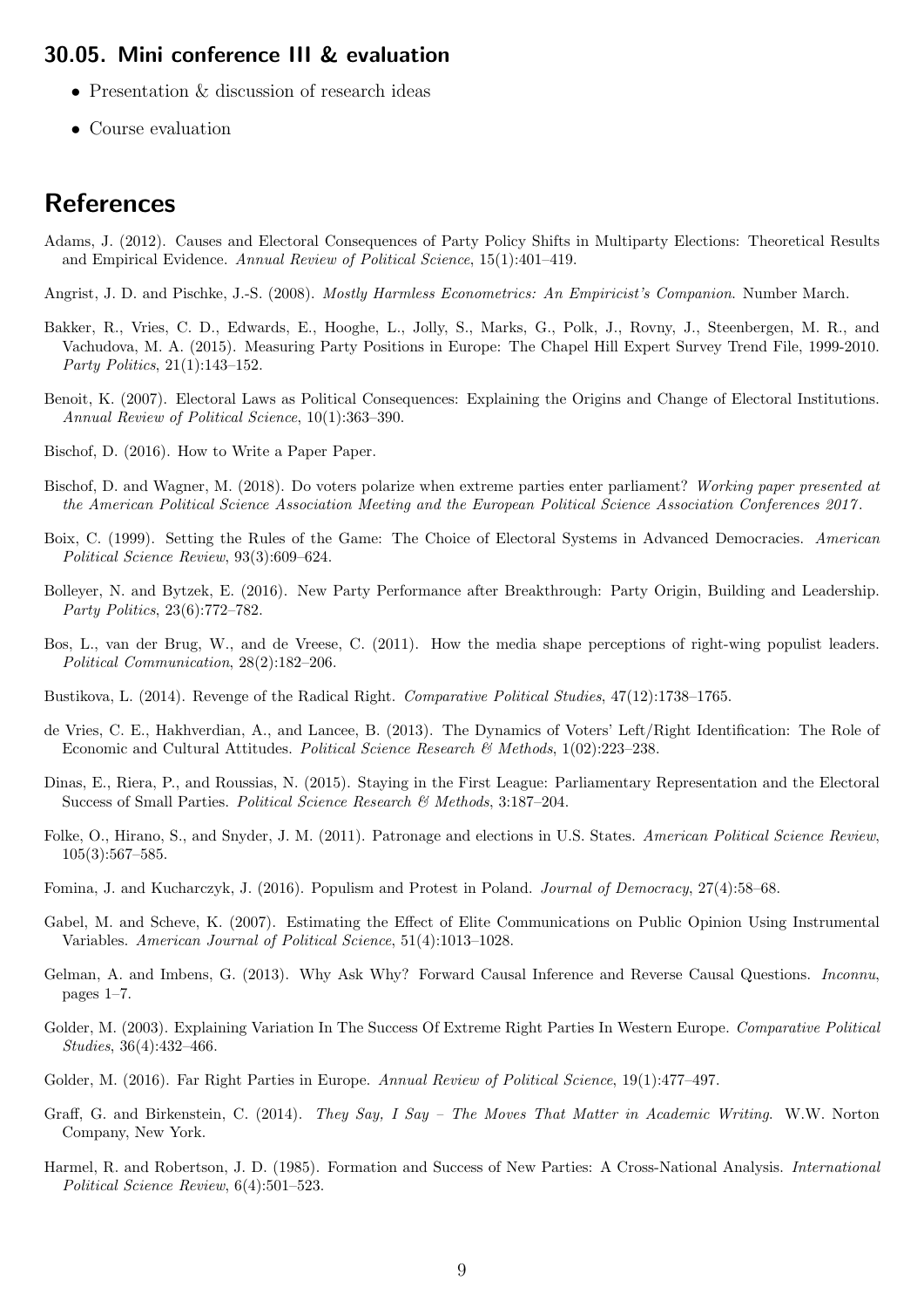### 30.05. Mini conference III & evaluation

- Presentation & discussion of research ideas
- Course evaluation

## References

Adams, J. (2012). Causes and Electoral Consequences of Party Policy Shifts in Multiparty Elections: Theoretical Results and Empirical Evidence. *Annual Review of Political Science*, 15(1):401–419.

Angrist, J. D. and Pischke, J.-S. (2008). *Mostly Harmless Econometrics: An Empiricist's Companion*. Number March.

Bakker, R., Vries, C. D., Edwards, E., Hooghe, L., Jolly, S., Marks, G., Polk, J., Rovny, J., Steenbergen, M. R., and Vachudova, M. A. (2015). Measuring Party Positions in Europe: The Chapel Hill Expert Survey Trend File, 1999-2010. *Party Politics*, 21(1):143–152.

Benoit, K. (2007). Electoral Laws as Political Consequences: Explaining the Origins and Change of Electoral Institutions. *Annual Review of Political Science*, 10(1):363–390.

Bischof, D. (2016). How to Write a Paper Paper.

Bischof, D. and Wagner, M. (2018). Do voters polarize when extreme parties enter parliament? *Working paper presented at the American Political Science Association Meeting and the European Political Science Association Conferences 2017*.

Boix, C. (1999). Setting the Rules of the Game: The Choice of Electoral Systems in Advanced Democracies. *American Political Science Review*, 93(3):609–624.

Bolleyer, N. and Bytzek, E. (2016). New Party Performance after Breakthrough: Party Origin, Building and Leadership. *Party Politics*, 23(6):772–782.

Bos, L., van der Brug, W., and de Vreese, C. (2011). How the media shape perceptions of right-wing populist leaders. *Political Communication*, 28(2):182–206.

Bustikova, L. (2014). Revenge of the Radical Right. *Comparative Political Studies*, 47(12):1738–1765.

de Vries, C. E., Hakhverdian, A., and Lancee, B. (2013). The Dynamics of Voters' Left/Right Identification: The Role of Economic and Cultural Attitudes. *Political Science Research & Methods*, 1(02):223–238.

Dinas, E., Riera, P., and Roussias, N. (2015). Staying in the First League: Parliamentary Representation and the Electoral Success of Small Parties. *Political Science Research & Methods*, 3:187–204.

Folke, O., Hirano, S., and Snyder, J. M. (2011). Patronage and elections in U.S. States. *American Political Science Review*, 105(3):567–585.

Fomina, J. and Kucharczyk, J. (2016). Populism and Protest in Poland. *Journal of Democracy*, 27(4):58–68.

Gabel, M. and Scheve, K. (2007). Estimating the Effect of Elite Communications on Public Opinion Using Instrumental Variables. *American Journal of Political Science*, 51(4):1013–1028.

Gelman, A. and Imbens, G. (2013). Why Ask Why? Forward Causal Inference and Reverse Causal Questions. *Inconnu*, pages 1–7.

Golder, M. (2003). Explaining Variation In The Success Of Extreme Right Parties In Western Europe. *Comparative Political Studies*, 36(4):432–466.

Golder, M. (2016). Far Right Parties in Europe. *Annual Review of Political Science*, 19(1):477–497.

Graff, G. and Birkenstein, C. (2014). *They Say, I Say – The Moves That Matter in Academic Writing*. W.W. Norton Company, New York.

Harmel, R. and Robertson, J. D. (1985). Formation and Success of New Parties: A Cross-National Analysis. *International Political Science Review*, 6(4):501–523.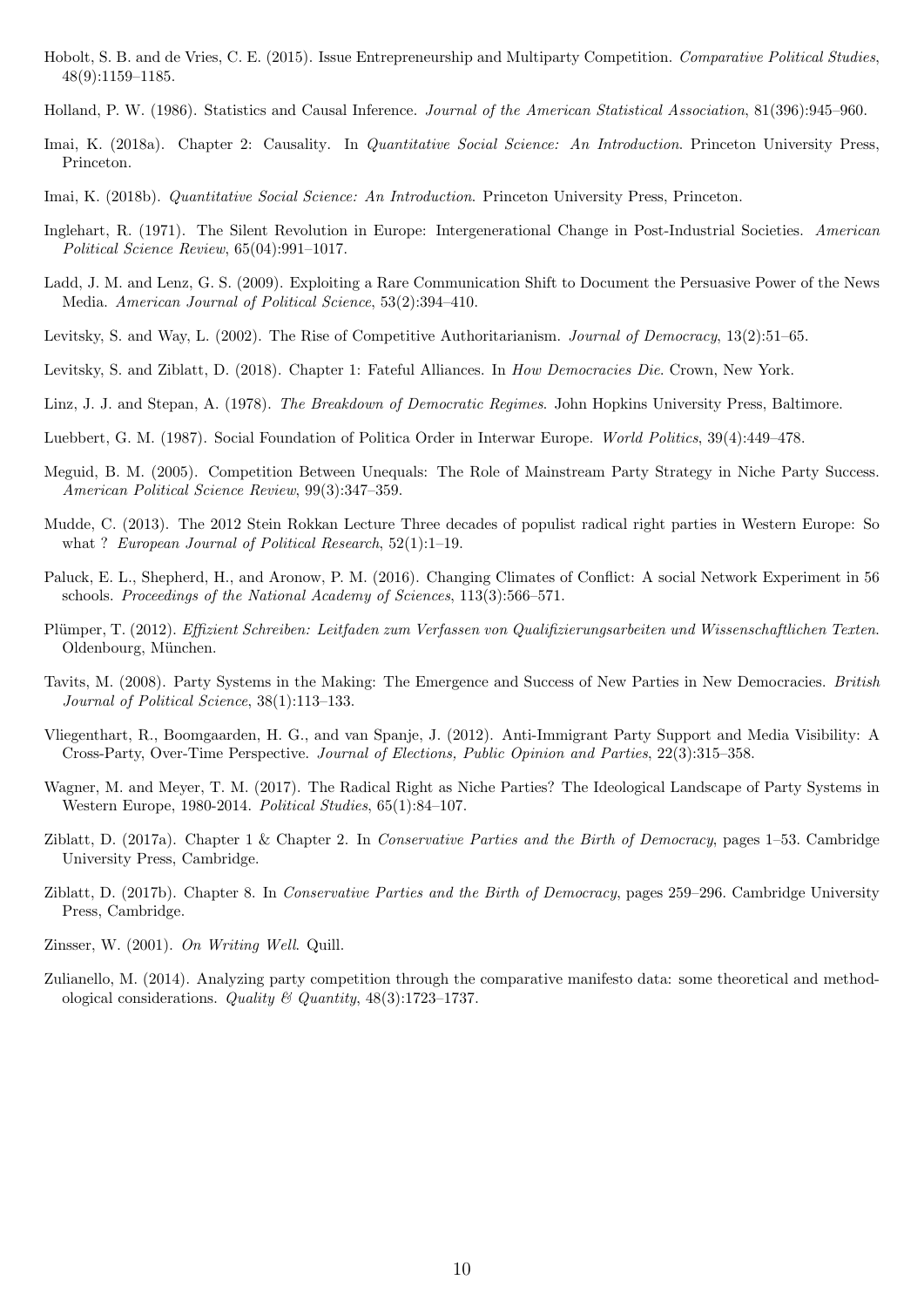Hobolt, S. B. and de Vries, C. E. (2015). Issue Entrepreneurship and Multiparty Competition. *Comparative Political Studies*, 48(9):1159–1185.

Holland, P. W. (1986). Statistics and Causal Inference. *Journal of the American Statistical Association*, 81(396):945–960.

Imai, K. (2018a). Chapter 2: Causality. In *Quantitative Social Science: An Introduction*. Princeton University Press, Princeton.

Imai, K. (2018b). *Quantitative Social Science: An Introduction*. Princeton University Press, Princeton.

Inglehart, R. (1971). The Silent Revolution in Europe: Intergenerational Change in Post-Industrial Societies. *American Political Science Review*, 65(04):991–1017.

Ladd, J. M. and Lenz, G. S. (2009). Exploiting a Rare Communication Shift to Document the Persuasive Power of the News Media. *American Journal of Political Science*, 53(2):394–410.

Levitsky, S. and Way, L. (2002). The Rise of Competitive Authoritarianism. *Journal of Democracy*, 13(2):51–65.

Levitsky, S. and Ziblatt, D. (2018). Chapter 1: Fateful Alliances. In *How Democracies Die*. Crown, New York.

Linz, J. J. and Stepan, A. (1978). *The Breakdown of Democratic Regimes*. John Hopkins University Press, Baltimore.

Luebbert, G. M. (1987). Social Foundation of Politica Order in Interwar Europe. *World Politics*, 39(4):449–478.

Meguid, B. M. (2005). Competition Between Unequals: The Role of Mainstream Party Strategy in Niche Party Success. *American Political Science Review*, 99(3):347–359.

Mudde, C. (2013). The 2012 Stein Rokkan Lecture Three decades of populist radical right parties in Western Europe: So what ? *European Journal of Political Research*, 52(1):1–19.

Paluck, E. L., Shepherd, H., and Aronow, P. M. (2016). Changing Climates of Conflict: A social Network Experiment in 56 schools. *Proceedings of the National Academy of Sciences*, 113(3):566–571.

Plümper, T. (2012). *Effizient Schreiben: Leitfaden zum Verfassen von Qualifizierungsarbeiten und Wissenschaftlichen Texten*. Oldenbourg, München.

Tavits, M. (2008). Party Systems in the Making: The Emergence and Success of New Parties in New Democracies. *British Journal of Political Science*, 38(1):113–133.

Vliegenthart, R., Boomgaarden, H. G., and van Spanje, J. (2012). Anti-Immigrant Party Support and Media Visibility: A Cross-Party, Over-Time Perspective. *Journal of Elections, Public Opinion and Parties*, 22(3):315–358.

Wagner, M. and Meyer, T. M. (2017). The Radical Right as Niche Parties? The Ideological Landscape of Party Systems in Western Europe, 1980-2014. *Political Studies*, 65(1):84–107.

Ziblatt, D. (2017a). Chapter 1 & Chapter 2. In *Conservative Parties and the Birth of Democracy*, pages 1–53. Cambridge University Press, Cambridge.

Ziblatt, D. (2017b). Chapter 8. In *Conservative Parties and the Birth of Democracy*, pages 259–296. Cambridge University Press, Cambridge.

Zinsser, W. (2001). *On Writing Well*. Quill.

Zulianello, M. (2014). Analyzing party competition through the comparative manifesto data: some theoretical and methodological considerations. *Quality & Quantity*, 48(3):1723–1737.